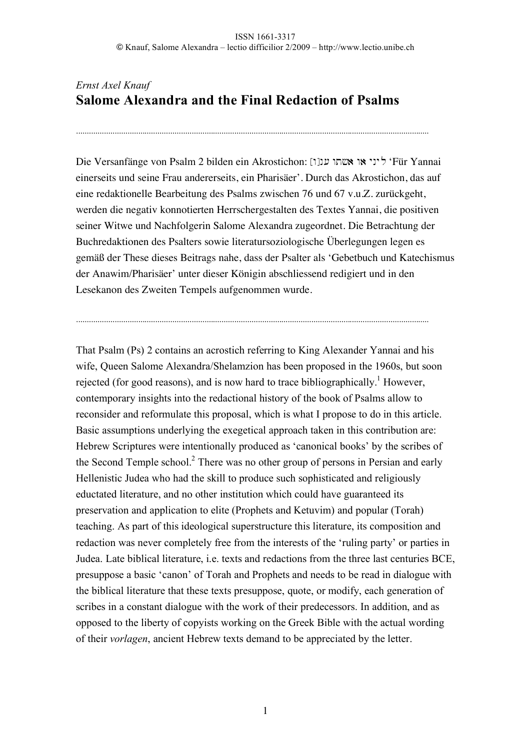*Ernst Axel Knauf*

# Salome Alexandra and the Final Redaction of Psalms

Die Versanfänge von Psalm 2 bilden ein Akrostichon: לינ י או אשתו ענ[ו] 'Für Yannai einerseits und seine Frau andererseits, ein Pharisäer'. Durch das Akrostichon, das auf eine redaktionelle Bearbeitung des Psalms zwischen 76 und 67 v.u.Z. zurückgeht, werden die negativ konnotierten Herrschergestalten des Textes Yannai, die positiven seiner Witwe und Nachfolgerin Salome Alexandra zugeordnet. Die Betrachtung der Buchredaktionen des Psalters sowie literatursoziologische Überlegungen legen es gemäß der These dieses Beitrags nahe, dass der Psalter als 'Gebetbuch und Katechismus der Anawim/Pharisäer' unter dieser Königin abschliessend redigiert und in den Lesekanon des Zweiten Tempels aufgenommen wurde.

That Psalm (Ps) 2 contains an acrostich referring to King Alexander Yannai and his wife, Queen Salome Alexandra/Shelamzion has been proposed in the 1960s, but soon rejected (for good reasons), and is now hard to trace bibliographically.[1] However, contemporary insights into the redactional history of the book of Psalms allow to reconsider and reformulate this proposal, which is what I propose to do in this article. Basic assumptions underlying the exegetical approach taken in this contribution are: Hebrew Scriptures were intentionally produced as 'canonical books' by the scribes of the Second Temple school.[2] There was no other group of persons in Persian and early Hellenistic Judea who had the skill to produce such sophisticated and religiously eductated literature, and no other institution which could have guaranteed its preservation and application to elite (Prophets and Ketuvim) and popular (Torah) teaching. As part of this ideological superstructure this literature, its composition and redaction was never completely free from the interests of the 'ruling party' or parties in Judea. Late biblical literature, i.e. texts and redactions from the three last centuries BCE, presuppose a basic 'canon' of Torah and Prophets and needs to be read in dialogue with the biblical literature that these texts presuppose, quote, or modify, each generation of scribes in a constant dialogue with the work of their predecessors. In addition, and as opposed to the liberty of copyists working on the Greek Bible with the actual wording of their *vorlagen*, ancient Hebrew texts demand to be appreciated by the letter.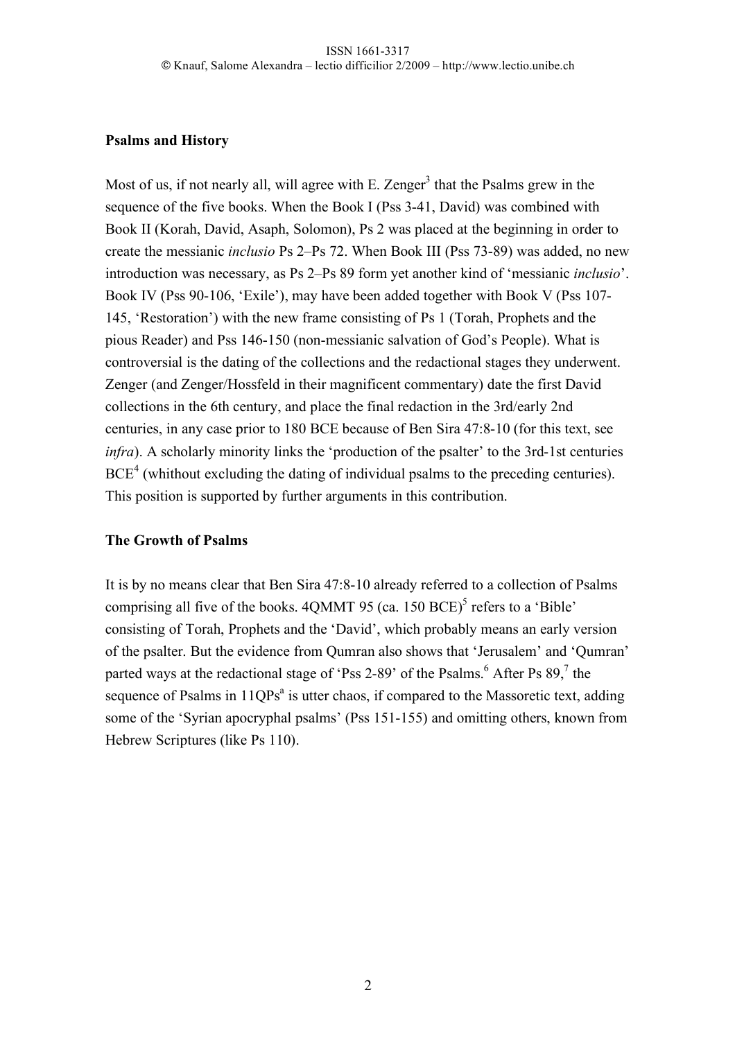**Psalms and History**

Most of us, if not nearly all, will agree with E. Zenger[3] that the Psalms grew in the sequence of the five books. When the Book I (Pss 3-41, David) was combined with Book II (Korah, David, Asaph, Solomon), Ps 2 was placed at the beginning in order to create the messianic *inclusio* Ps 2–Ps 72. When Book III (Pss 73-89) was added, no new introduction was necessary, as Ps 2–Ps 89 form yet another kind of 'messianic *inclusio*'. Book IV (Pss 90-106, 'Exile'), may have been added together with Book V (Pss 107-145, 'Restoration') with the new frame consisting of Ps 1 (Torah, Prophets and the pious Reader) and Pss 146-150 (non-messianic salvation of God's People). What is controversial is the dating of the collections and the redactional stages they underwent. Zenger (and Zenger/Hossfeld in their magnificent commentary) date the first David collections in the 6th century, and place the final redaction in the 3rd/early 2nd centuries, in any case prior to 180 BCE because of Ben Sira 47:8-10 (for this text, see *infra*). A scholarly minority links the 'production of the psalter' to the 3rd-1st centuries BCE[4] (whithout excluding the dating of individual psalms to the preceding centuries). This position is supported by further arguments in this contribution.

**The Growth of Psalms**

It is by no means clear that Ben Sira 47:8-10 already referred to a collection of Psalms comprising all five of the books. 4QMMT 95 (ca. 150 BCE)[5] refers to a 'Bible' consisting of Torah, Prophets and the 'David', which probably means an early version of the psalter. But the evidence from Qumran also shows that 'Jerusalem' and 'Qumran' parted ways at the redactional stage of 'Pss 2-89' of the Psalms.[6] After Ps 89,[7] the sequence of Psalms in 11QPs[a] is utter chaos, if compared to the Massoretic text, adding some of the 'Syrian apocryphal psalms' (Pss 151-155) and omitting others, known from Hebrew Scriptures (like Ps 110).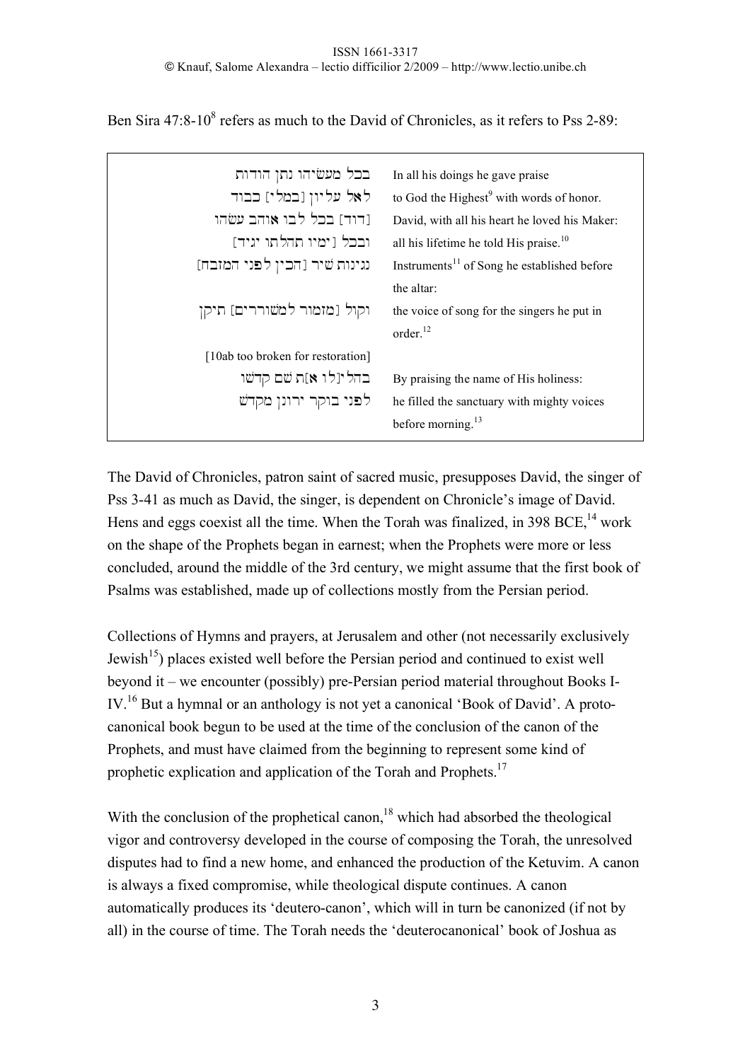Ben Sira 47:8-10[8] refers as much to the David of Chronicles, as it refers to Pss 2-89:

| | |
|---|---|
| בכל מעשׂיהו נתן הודות | In all his doings he gave praise |
| לאל עליון [במלי] כבוד | to God the Highest[9] with words of honor. |
| [דוד] בכל לבו אוהב עשׂהו | David, with all his heart he loved his Maker: |
| ובכל [ימיו תהלתו יגיד] | all his lifetime he told His praise.[10] |
| נגינות שׁיר [הכין לפני המזבח] | Instruments[11] of Song he established before the altar: |
| וקול [מזמור למשׁוררים] תיקן | the voice of song for the singers he put in order.[12] |
| [10ab too broken for restoration] | |
| בהל[ל]ו א]ת שׁם קדשׁו | By praising the name of His holiness: |
| לפני בוקר ירונן מקדשׁ | he filled the sanctuary with mighty voices before morning.[13] |

The David of Chronicles, patron saint of sacred music, presupposes David, the singer of Pss 3-41 as much as David, the singer, is dependent on Chronicle's image of David. Hens and eggs coexist all the time. When the Torah was finalized, in 398 BCE,[14] work on the shape of the Prophets began in earnest; when the Prophets were more or less concluded, around the middle of the 3rd century, we might assume that the first book of Psalms was established, made up of collections mostly from the Persian period.

Collections of Hymns and prayers, at Jerusalem and other (not necessarily exclusively Jewish[15]) places existed well before the Persian period and continued to exist well beyond it – we encounter (possibly) pre-Persian period material throughout Books I-IV.[16] But a hymnal or an anthology is not yet a canonical 'Book of David'. A proto-canonical book begun to be used at the time of the conclusion of the canon of the Prophets, and must have claimed from the beginning to represent some kind of prophetic explication and application of the Torah and Prophets.[17]

With the conclusion of the prophetical canon,[18] which had absorbed the theological vigor and controversy developed in the course of composing the Torah, the unresolved disputes had to find a new home, and enhanced the production of the Ketuvim. A canon is always a fixed compromise, while theological dispute continues. A canon automatically produces its 'deutero-canon', which will in turn be canonized (if not by all) in the course of time. The Torah needs the 'deuterocanonical' book of Joshua as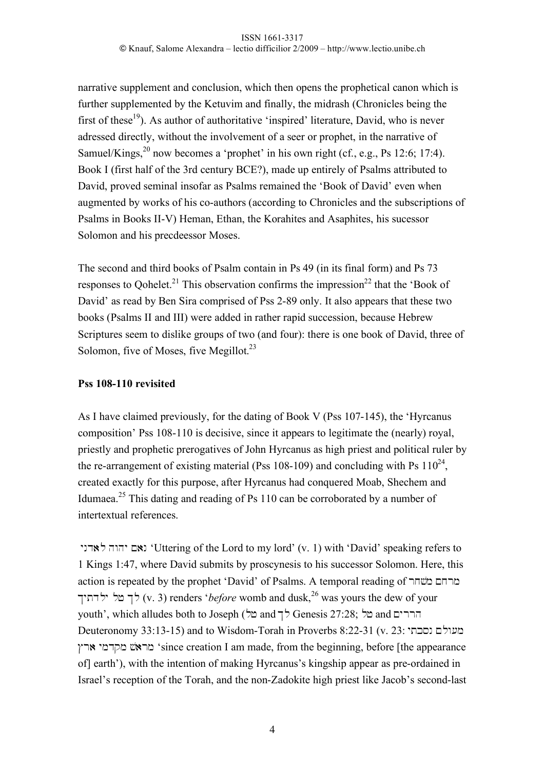narrative supplement and conclusion, which then opens the prophetical canon which is further supplemented by the Ketuvim and finally, the midrash (Chronicles being the first of these[19]). As author of authoritative 'inspired' literature, David, who is never adressed directly, without the involvement of a seer or prophet, in the narrative of Samuel/Kings,[20] now becomes a 'prophet' in his own right (cf., e.g., Ps 12:6; 17:4). Book I (first half of the 3rd century BCE?), made up entirely of Psalms attributed to David, proved seminal insofar as Psalms remained the 'Book of David' even when augmented by works of his co-authors (according to Chronicles and the subscriptions of Psalms in Books II-V) Heman, Ethan, the Korahites and Asaphites, his sucessor Solomon and his precdeessor Moses.

The second and third books of Psalm contain in Ps 49 (in its final form) and Ps 73 responses to Qohelet.[21] This observation confirms the impression[22] that the 'Book of David' as read by Ben Sira comprised of Pss 2-89 only. It also appears that these two books (Psalms II and III) were added in rather rapid succession, because Hebrew Scriptures seem to dislike groups of two (and four): there is one book of David, three of Solomon, five of Moses, five Megillot.[23]

## Pss 108-110 revisited

As I have claimed previously, for the dating of Book V (Pss 107-145), the 'Hyrcanus composition' Pss 108-110 is decisive, since it appears to legitimate the (nearly) royal, priestly and prophetic prerogatives of John Hyrcanus as high priest and political ruler by the re-arrangement of existing material (Pss 108-109) and concluding with Ps 110[24], created exactly for this purpose, after Hyrcanus had conquered Moab, Shechem and Idumaea.[25] This dating and reading of Ps 110 can be corroborated by a number of intertextual references.

נאם יהוה לאדני 'Uttering of the Lord to my lord' (v. 1) with 'David' speaking refers to 1 Kings 1:47, where David submits by proscynesis to his successor Solomon. Here, this action is repeated by the prophet 'David' of Psalms. A temporal reading of מרחם משחר לך טל ילדתיך (v. 3) renders '*before* womb and dusk,[26] was yours the dew of your youth', which alludes both to Joseph (טל and לך Genesis 27:28; טל and הררים Deuteronomy 33:13-15) and to Wisdom-Torah in Proverbs 8:22-31 (v. 23: מעולם נסכתי מראש מקדמי ארץ 'since creation I am made, from the beginning, before [the appearance of] earth'), with the intention of making Hyrcanus's kingship appear as pre-ordained in Israel's reception of the Torah, and the non-Zadokite high priest like Jacob's second-last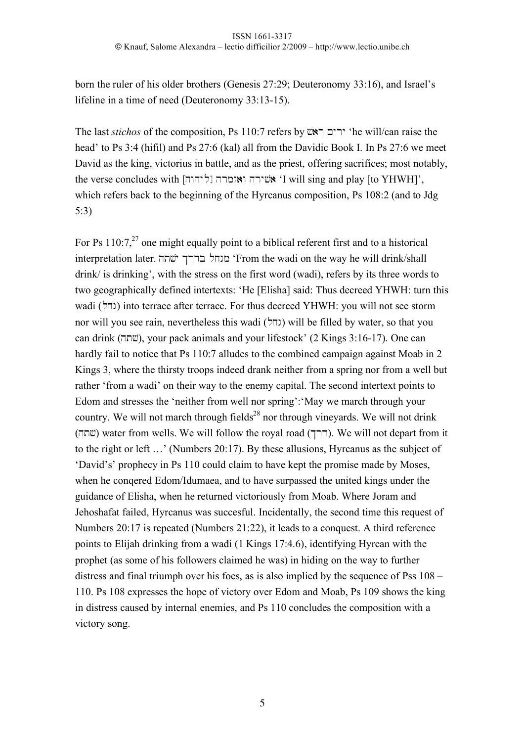born the ruler of his older brothers (Genesis 27:29; Deuteronomy 33:16), and Israel's lifeline in a time of need (Deuteronomy 33:13-15).

The last *stichos* of the composition, Ps 110:7 refers by ירים ראשׁ 'he will/can raise the head' to Ps 3:4 (hifil) and Ps 27:6 (kal) all from the Davidic Book I. In Ps 27:6 we meet David as the king, victorius in battle, and as the priest, offering sacrifices; most notably, the verse concludes with אשׁירה ואזמרה [ליהוה] 'I will sing and play [to YHWH]', which refers back to the beginning of the Hyrcanus composition, Ps 108:2 (and to Jdg 5:3)

For Ps 110:7,[27] one might equally point to a biblical referent first and to a historical interpretation later. מנחל בדרך ישׁתה 'From the wadi on the way he will drink/shall drink/ is drinking', with the stress on the first word (wadi), refers by its three words to two geographically defined intertexts: 'He [Elisha] said: Thus decreed YHWH: turn this wadi (נחל) into terrace after terrace. For thus decreed YHWH: you will not see storm nor will you see rain, nevertheless this wadi (נחל) will be filled by water, so that you can drink (שׁתה), your pack animals and your lifestock' (2 Kings 3:16-17). One can hardly fail to notice that Ps 110:7 alludes to the combined campaign against Moab in 2 Kings 3, where the thirsty troops indeed drank neither from a spring nor from a well but rather 'from a wadi' on their way to the enemy capital. The second intertext points to Edom and stresses the 'neither from well nor spring':'May we march through your country. We will not march through fields[28] nor through vineyards. We will not drink (שׁתה) water from wells. We will follow the royal road (דרך). We will not depart from it to the right or left …' (Numbers 20:17). By these allusions, Hyrcanus as the subject of 'David's' prophecy in Ps 110 could claim to have kept the promise made by Moses, when he conqered Edom/Idumaea, and to have surpassed the united kings under the guidance of Elisha, when he returned victoriously from Moab. Where Joram and Jehoshafat failed, Hyrcanus was succesful. Incidentally, the second time this request of Numbers 20:17 is repeated (Numbers 21:22), it leads to a conquest. A third reference points to Elijah drinking from a wadi (1 Kings 17:4.6), identifying Hyrcan with the prophet (as some of his followers claimed he was) in hiding on the way to further distress and final triumph over his foes, as is also implied by the sequence of Pss 108 – 110. Ps 108 expresses the hope of victory over Edom and Moab, Ps 109 shows the king in distress caused by internal enemies, and Ps 110 concludes the composition with a victory song.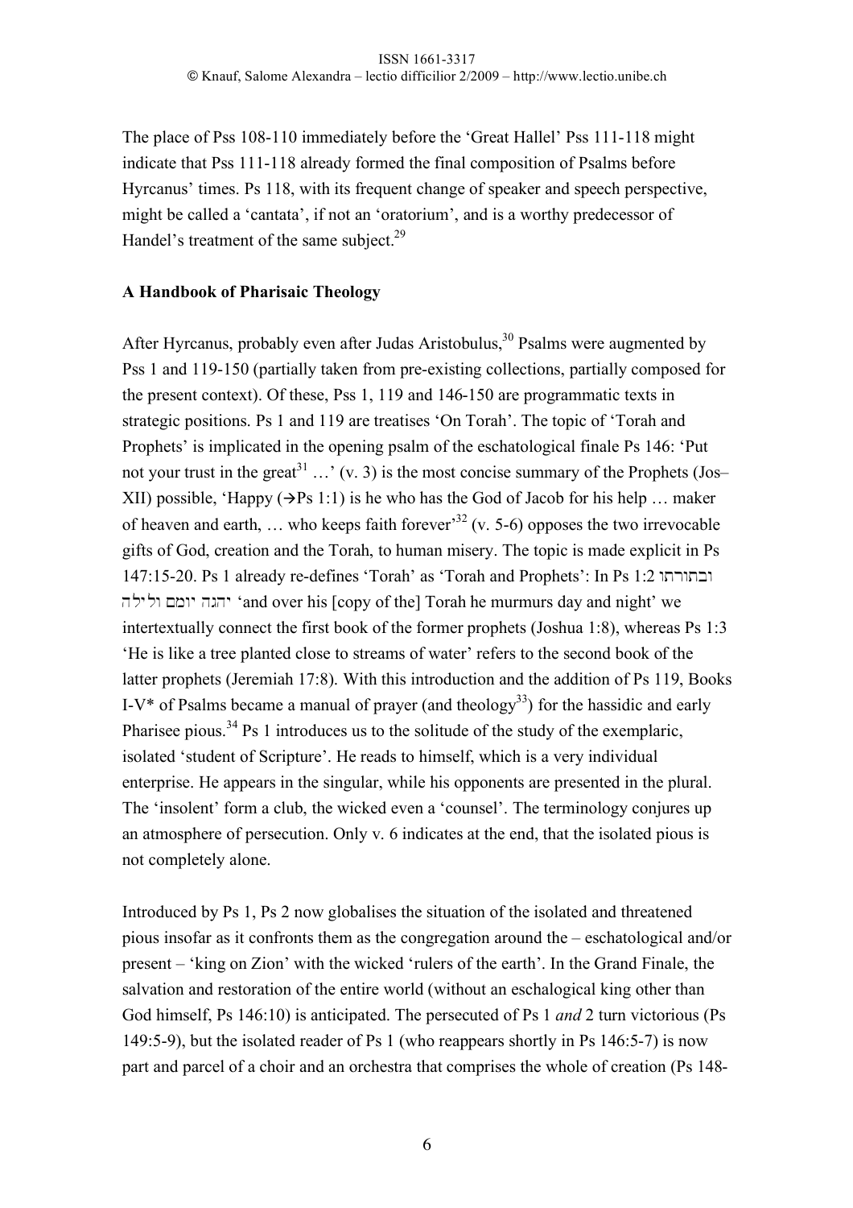The place of Pss 108-110 immediately before the 'Great Hallel' Pss 111-118 might indicate that Pss 111-118 already formed the final composition of Psalms before Hyrcanus' times. Ps 118, with its frequent change of speaker and speech perspective, might be called a 'cantata', if not an 'oratorium', and is a worthy predecessor of Handel's treatment of the same subject.[29]

**A Handbook of Pharisaic Theology**

After Hyrcanus, probably even after Judas Aristobulus,[30] Psalms were augmented by Pss 1 and 119-150 (partially taken from pre-existing collections, partially composed for the present context). Of these, Pss 1, 119 and 146-150 are programmatic texts in strategic positions. Ps 1 and 119 are treatises 'On Torah'. The topic of 'Torah and Prophets' is implicated in the opening psalm of the eschatological finale Ps 146: 'Put not your trust in the great[31] …' (v. 3) is the most concise summary of the Prophets (Jos–XII) possible, 'Happy (→Ps 1:1) is he who has the God of Jacob for his help … maker of heaven and earth, … who keeps faith forever'[32] (v. 5-6) opposes the two irrevocable gifts of God, creation and the Torah, to human misery. The topic is made explicit in Ps 147:15-20. Ps 1 already re-defines 'Torah' as 'Torah and Prophets': In Ps 1:2 ובתורתו יהגה יומם ולילה 'and over his [copy of the] Torah he murmurs day and night' we intertextually connect the first book of the former prophets (Joshua 1:8), whereas Ps 1:3 'He is like a tree planted close to streams of water' refers to the second book of the latter prophets (Jeremiah 17:8). With this introduction and the addition of Ps 119, Books I-V* of Psalms became a manual of prayer (and theology[33]) for the hassidic and early Pharisee pious.[34] Ps 1 introduces us to the solitude of the study of the exemplaric, isolated 'student of Scripture'. He reads to himself, which is a very individual enterprise. He appears in the singular, while his opponents are presented in the plural. The 'insolent' form a club, the wicked even a 'counsel'. The terminology conjures up an atmosphere of persecution. Only v. 6 indicates at the end, that the isolated pious is not completely alone.

Introduced by Ps 1, Ps 2 now globalises the situation of the isolated and threatened pious insofar as it confronts them as the congregation around the – eschatological and/or present – 'king on Zion' with the wicked 'rulers of the earth'. In the Grand Finale, the salvation and restoration of the entire world (without an eschalogical king other than God himself, Ps 146:10) is anticipated. The persecuted of Ps 1 *and* 2 turn victorious (Ps 149:5-9), but the isolated reader of Ps 1 (who reappears shortly in Ps 146:5-7) is now part and parcel of a choir and an orchestra that comprises the whole of creation (Ps 148-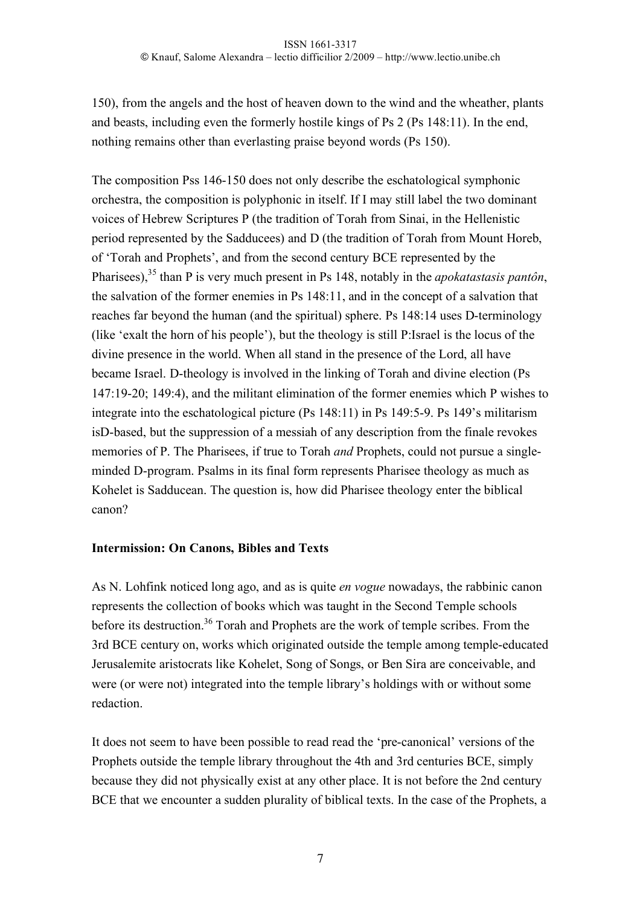150), from the angels and the host of heaven down to the wind and the wheather, plants and beasts, including even the formerly hostile kings of Ps 2 (Ps 148:11). In the end, nothing remains other than everlasting praise beyond words (Ps 150).

The composition Pss 146-150 does not only describe the eschatological symphonic orchestra, the composition is polyphonic in itself. If I may still label the two dominant voices of Hebrew Scriptures P (the tradition of Torah from Sinai, in the Hellenistic period represented by the Sadducees) and D (the tradition of Torah from Mount Horeb, of 'Torah and Prophets', and from the second century BCE represented by the Pharisees),[35] than P is very much present in Ps 148, notably in the *apokatastasis pantôn*, the salvation of the former enemies in Ps 148:11, and in the concept of a salvation that reaches far beyond the human (and the spiritual) sphere. Ps 148:14 uses D-terminology (like 'exalt the horn of his people'), but the theology is still P:Israel is the locus of the divine presence in the world. When all stand in the presence of the Lord, all have became Israel. D-theology is involved in the linking of Torah and divine election (Ps 147:19-20; 149:4), and the militant elimination of the former enemies which P wishes to integrate into the eschatological picture (Ps 148:11) in Ps 149:5-9. Ps 149's militarism isD-based, but the suppression of a messiah of any description from the finale revokes memories of P. The Pharisees, if true to Torah *and* Prophets, could not pursue a single-minded D-program. Psalms in its final form represents Pharisee theology as much as Kohelet is Sadducean. The question is, how did Pharisee theology enter the biblical canon?

## Intermission: On Canons, Bibles and Texts

As N. Lohfink noticed long ago, and as is quite *en vogue* nowadays, the rabbinic canon represents the collection of books which was taught in the Second Temple schools before its destruction.[36] Torah and Prophets are the work of temple scribes. From the 3rd BCE century on, works which originated outside the temple among temple-educated Jerusalemite aristocrats like Kohelet, Song of Songs, or Ben Sira are conceivable, and were (or were not) integrated into the temple library's holdings with or without some redaction.

It does not seem to have been possible to read read the 'pre-canonical' versions of the Prophets outside the temple library throughout the 4th and 3rd centuries BCE, simply because they did not physically exist at any other place. It is not before the 2nd century BCE that we encounter a sudden plurality of biblical texts. In the case of the Prophets, a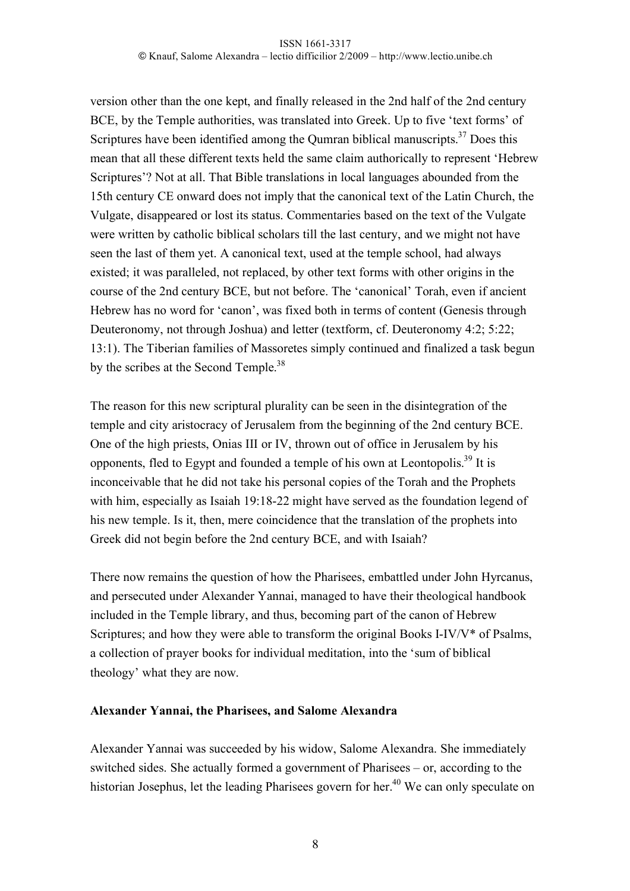version other than the one kept, and finally released in the 2nd half of the 2nd century BCE, by the Temple authorities, was translated into Greek. Up to five 'text forms' of Scriptures have been identified among the Qumran biblical manuscripts.[37] Does this mean that all these different texts held the same claim authorically to represent 'Hebrew Scriptures'? Not at all. That Bible translations in local languages abounded from the 15th century CE onward does not imply that the canonical text of the Latin Church, the Vulgate, disappeared or lost its status. Commentaries based on the text of the Vulgate were written by catholic biblical scholars till the last century, and we might not have seen the last of them yet. A canonical text, used at the temple school, had always existed; it was paralleled, not replaced, by other text forms with other origins in the course of the 2nd century BCE, but not before. The 'canonical' Torah, even if ancient Hebrew has no word for 'canon', was fixed both in terms of content (Genesis through Deuteronomy, not through Joshua) and letter (textform, cf. Deuteronomy 4:2; 5:22; 13:1). The Tiberian families of Massoretes simply continued and finalized a task begun by the scribes at the Second Temple.[38]

The reason for this new scriptural plurality can be seen in the disintegration of the temple and city aristocracy of Jerusalem from the beginning of the 2nd century BCE. One of the high priests, Onias III or IV, thrown out of office in Jerusalem by his opponents, fled to Egypt and founded a temple of his own at Leontopolis.[39] It is inconceivable that he did not take his personal copies of the Torah and the Prophets with him, especially as Isaiah 19:18-22 might have served as the foundation legend of his new temple. Is it, then, mere coincidence that the translation of the prophets into Greek did not begin before the 2nd century BCE, and with Isaiah?

There now remains the question of how the Pharisees, embattled under John Hyrcanus, and persecuted under Alexander Yannai, managed to have their theological handbook included in the Temple library, and thus, becoming part of the canon of Hebrew Scriptures; and how they were able to transform the original Books I-IV/V* of Psalms, a collection of prayer books for individual meditation, into the 'sum of biblical theology' what they are now.

## Alexander Yannai, the Pharisees, and Salome Alexandra

Alexander Yannai was succeeded by his widow, Salome Alexandra. She immediately switched sides. She actually formed a government of Pharisees – or, according to the historian Josephus, let the leading Pharisees govern for her.[40] We can only speculate on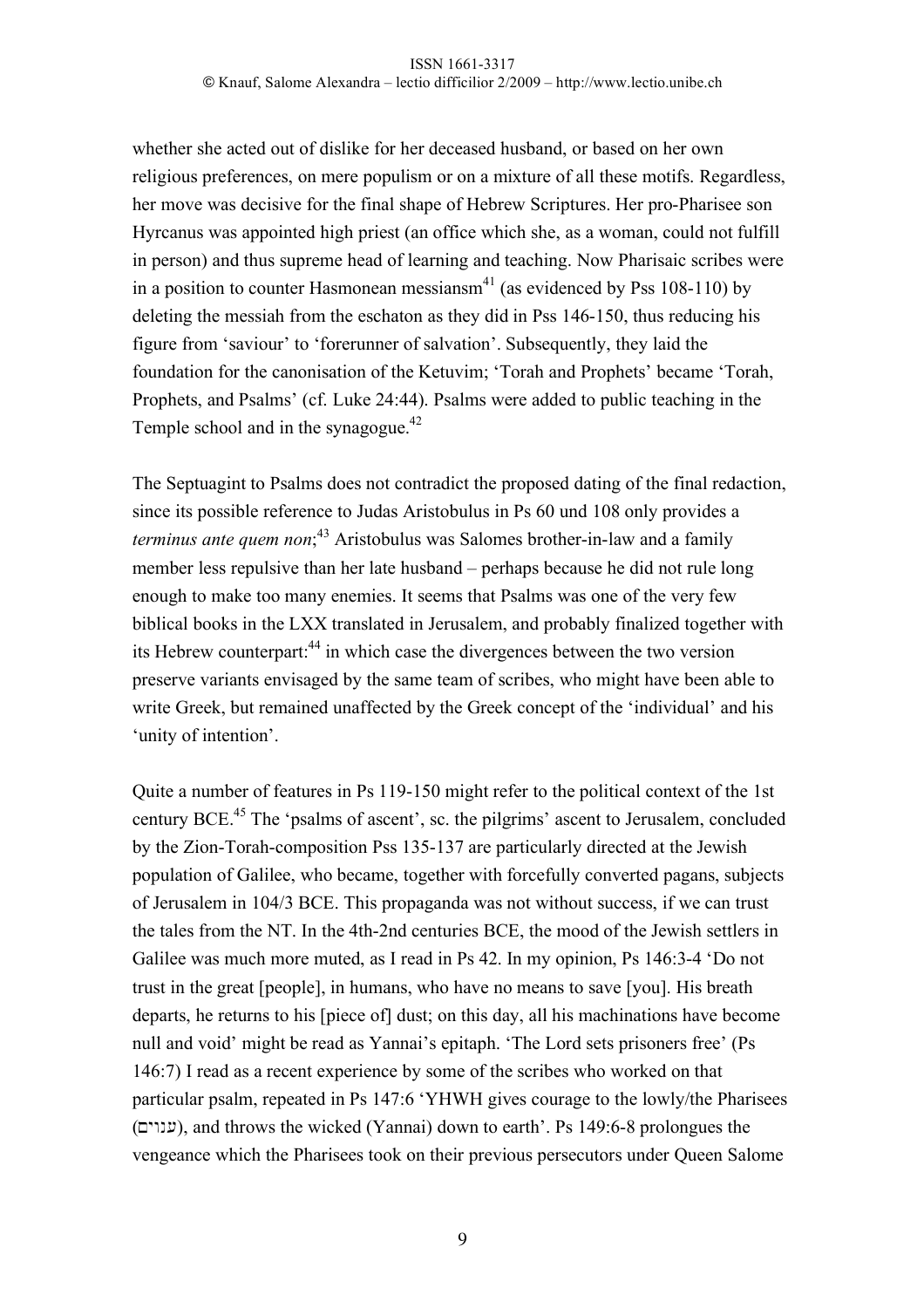whether she acted out of dislike for her deceased husband, or based on her own religious preferences, on mere populism or on a mixture of all these motifs. Regardless, her move was decisive for the final shape of Hebrew Scriptures. Her pro-Pharisee son Hyrcanus was appointed high priest (an office which she, as a woman, could not fulfill in person) and thus supreme head of learning and teaching. Now Pharisaic scribes were in a position to counter Hasmonean messiansm[41] (as evidenced by Pss 108-110) by deleting the messiah from the eschaton as they did in Pss 146-150, thus reducing his figure from 'saviour' to 'forerunner of salvation'. Subsequently, they laid the foundation for the canonisation of the Ketuvim; 'Torah and Prophets' became 'Torah, Prophets, and Psalms' (cf. Luke 24:44). Psalms were added to public teaching in the Temple school and in the synagogue.[42]

The Septuagint to Psalms does not contradict the proposed dating of the final redaction, since its possible reference to Judas Aristobulus in Ps 60 und 108 only provides a *terminus ante quem non*;[43] Aristobulus was Salomes brother-in-law and a family member less repulsive than her late husband – perhaps because he did not rule long enough to make too many enemies. It seems that Psalms was one of the very few biblical books in the LXX translated in Jerusalem, and probably finalized together with its Hebrew counterpart:[44] in which case the divergences between the two version preserve variants envisaged by the same team of scribes, who might have been able to write Greek, but remained unaffected by the Greek concept of the 'individual' and his 'unity of intention'.

Quite a number of features in Ps 119-150 might refer to the political context of the 1st century BCE.[45] The 'psalms of ascent', sc. the pilgrims' ascent to Jerusalem, concluded by the Zion-Torah-composition Pss 135-137 are particularly directed at the Jewish population of Galilee, who became, together with forcefully converted pagans, subjects of Jerusalem in 104/3 BCE. This propaganda was not without success, if we can trust the tales from the NT. In the 4th-2nd centuries BCE, the mood of the Jewish settlers in Galilee was much more muted, as I read in Ps 42. In my opinion, Ps 146:3-4 'Do not trust in the great [people], in humans, who have no means to save [you]. His breath departs, he returns to his [piece of] dust; on this day, all his machinations have become null and void' might be read as Yannai's epitaph. 'The Lord sets prisoners free' (Ps 146:7) I read as a recent experience by some of the scribes who worked on that particular psalm, repeated in Ps 147:6 'YHWH gives courage to the lowly/the Pharisees (ענוים), and throws the wicked (Yannai) down to earth'. Ps 149:6-8 prolongues the vengeance which the Pharisees took on their previous persecutors under Queen Salome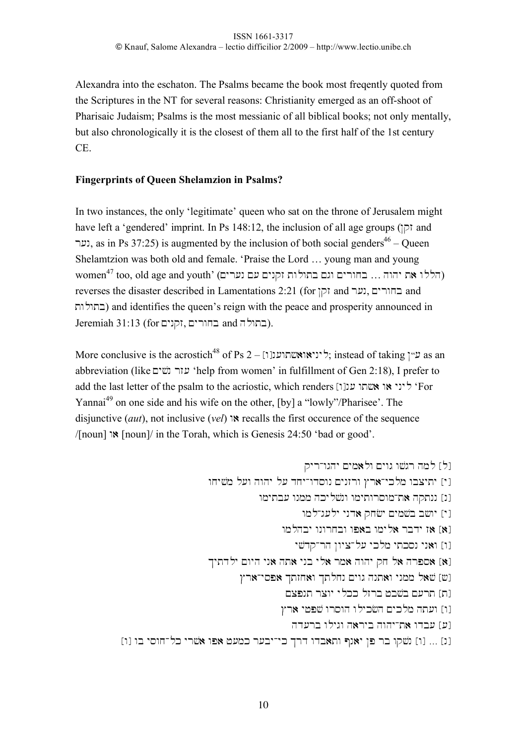Alexandra into the eschaton. The Psalms became the book most freqently quoted from the Scriptures in the NT for several reasons: Christianity emerged as an off-shoot of Pharisaic Judaism; Psalms is the most messianic of all biblical books; not only mentally, but also chronologically it is the closest of them all to the first half of the 1st century CE.

**Fingerprints of Queen Shelamzion in Psalms?**

In two instances, the only 'legitimate' queen who sat on the throne of Jerusalem might have left a 'gendered' imprint. In Ps 148:12, the inclusion of all age groups (זקן and נער, as in Ps 37:25) is augmented by the inclusion of both social genders[46] – Queen Shelamtzion was both old and female. 'Praise the Lord … young man and young women[47] too, old age and youth' (הללו את יהוה … בחורים וגם בתולות זקנים עם נערים) reverses the disaster described in Lamentations 2:21 (for זקן and נער, בחורים and בתולות) and identifies the queen's reign with the peace and prosperity announced in Jeremiah 31:13 (for זקנים, בחורים and בתולה).

More conclusive is the acrostich[48] of Ps 2 – ליניאואשתועני[ו]; instead of taking ע״ן as an abbreviation (like עזר נשים 'help from women' in fulfillment of Gen 2:18), I prefer to add the last letter of the psalm to the acriostic, which renders ליני או אשתו ענ[ו] 'For Yannai[49] on one side and his wife on the other, [by] a "lowly"/Pharisee'. The disjunctive (*aut*), not inclusive (*vel*) או recalls the first occurence of the sequence /[noun] או [noun]/ in the Torah, which is Genesis 24:50 'bad or good'.

[ל] למה רגשו גוים ולאמים יהגו־ריק
[י] יתיצבו מלכי־ארץ ורזנים נוסדו־יחד על יהוה ועל משיחו
[נ] ננתקה את־מוסרותימו ונשליכה ממנו עבתימו
[י] יושב בשמים ישחק אדני ילעג־למו
[א] אז ידבר אלימו באפו ובחרונו יבהלמו
[ו] ואני נסכתי מלכי על־ציון הר־קדשי
[א] אספרה אל חק יהוה אמר אלי בני אתה אני היום ילדתיך
[ש] שאל ממני ואתנה גוים נחלתך ואחזתך אפסי־ארץ
[ת] תרעם בשבט ברזל ככלי יוצר תנפצם
[ו] ועתה מלכים השכילו הוסרו שפטי ארץ
[ע] עבדו את־יהוה ביראה וגילו ברעדה
[נ] ... [ו] נשקו בר פן יאנף ותאבדו דרך כי־יבער כמעט אפו אשרי כל־חוסי בו [ו]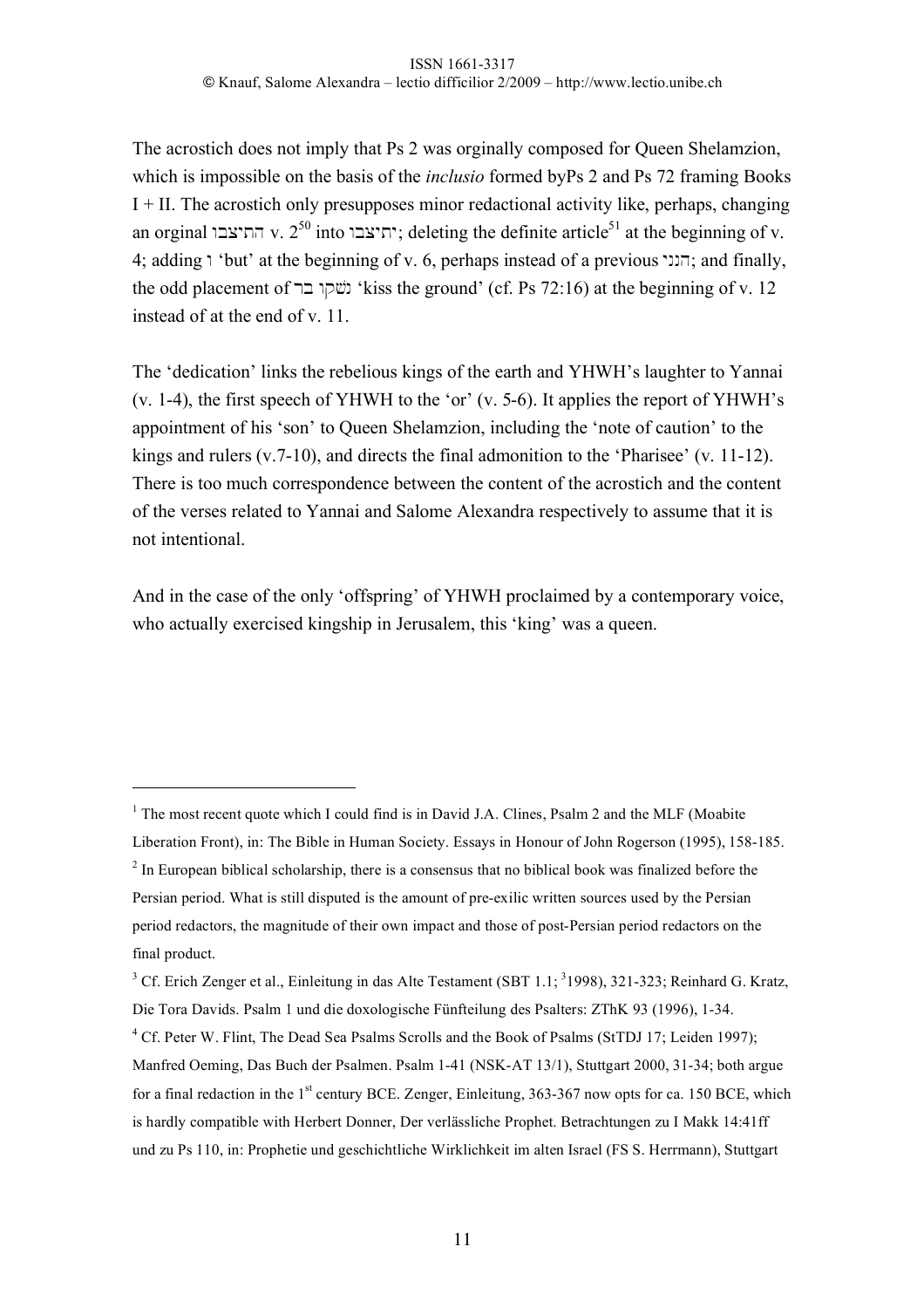The acrostich does not imply that Ps 2 was orginally composed for Queen Shelamzion, which is impossible on the basis of the *inclusio* formed byPs 2 and Ps 72 framing Books I + II. The acrostich only presupposes minor redactional activity like, perhaps, changing an orginal התיצבו v. 2[50] into יתיצבו; deleting the definite article[51] at the beginning of v. 4; adding ו 'but' at the beginning of v. 6, perhaps instead of a previous הנני; and finally, the odd placement of נשקו בר 'kiss the ground' (cf. Ps 72:16) at the beginning of v. 12 instead of at the end of v. 11.

The 'dedication' links the rebelious kings of the earth and YHWH's laughter to Yannai (v. 1-4), the first speech of YHWH to the 'or' (v. 5-6). It applies the report of YHWH's appointment of his 'son' to Queen Shelamzion, including the 'note of caution' to the kings and rulers (v.7-10), and directs the final admonition to the 'Pharisee' (v. 11-12). There is too much correspondence between the content of the acrostich and the content of the verses related to Yannai and Salome Alexandra respectively to assume that it is not intentional.

And in the case of the only 'offspring' of YHWH proclaimed by a contemporary voice, who actually exercised kingship in Jerusalem, this 'king' was a queen.

---

[1] The most recent quote which I could find is in David J.A. Clines, Psalm 2 and the MLF (Moabite Liberation Front), in: The Bible in Human Society. Essays in Honour of John Rogerson (1995), 158-185.

[2] In European biblical scholarship, there is a consensus that no biblical book was finalized before the Persian period. What is still disputed is the amount of pre-exilic written sources used by the Persian period redactors, the magnitude of their own impact and those of post-Persian period redactors on the final product.

[3] Cf. Erich Zenger et al., Einleitung in das Alte Testament (SBT 1.1; [3]1998), 321-323; Reinhard G. Kratz, Die Tora Davids. Psalm 1 und die doxologische Fünfteilung des Psalters: ZThK 93 (1996), 1-34.

[4] Cf. Peter W. Flint, The Dead Sea Psalms Scrolls and the Book of Psalms (StTDJ 17; Leiden 1997); Manfred Oeming, Das Buch der Psalmen. Psalm 1-41 (NSK-AT 13/1), Stuttgart 2000, 31-34; both argue for a final redaction in the 1[st] century BCE. Zenger, Einleitung, 363-367 now opts for ca. 150 BCE, which is hardly compatible with Herbert Donner, Der verlässliche Prophet. Betrachtungen zu I Makk 14:41ff und zu Ps 110, in: Prophetie und geschichtliche Wirklichkeit im alten Israel (FS S. Herrmann), Stuttgart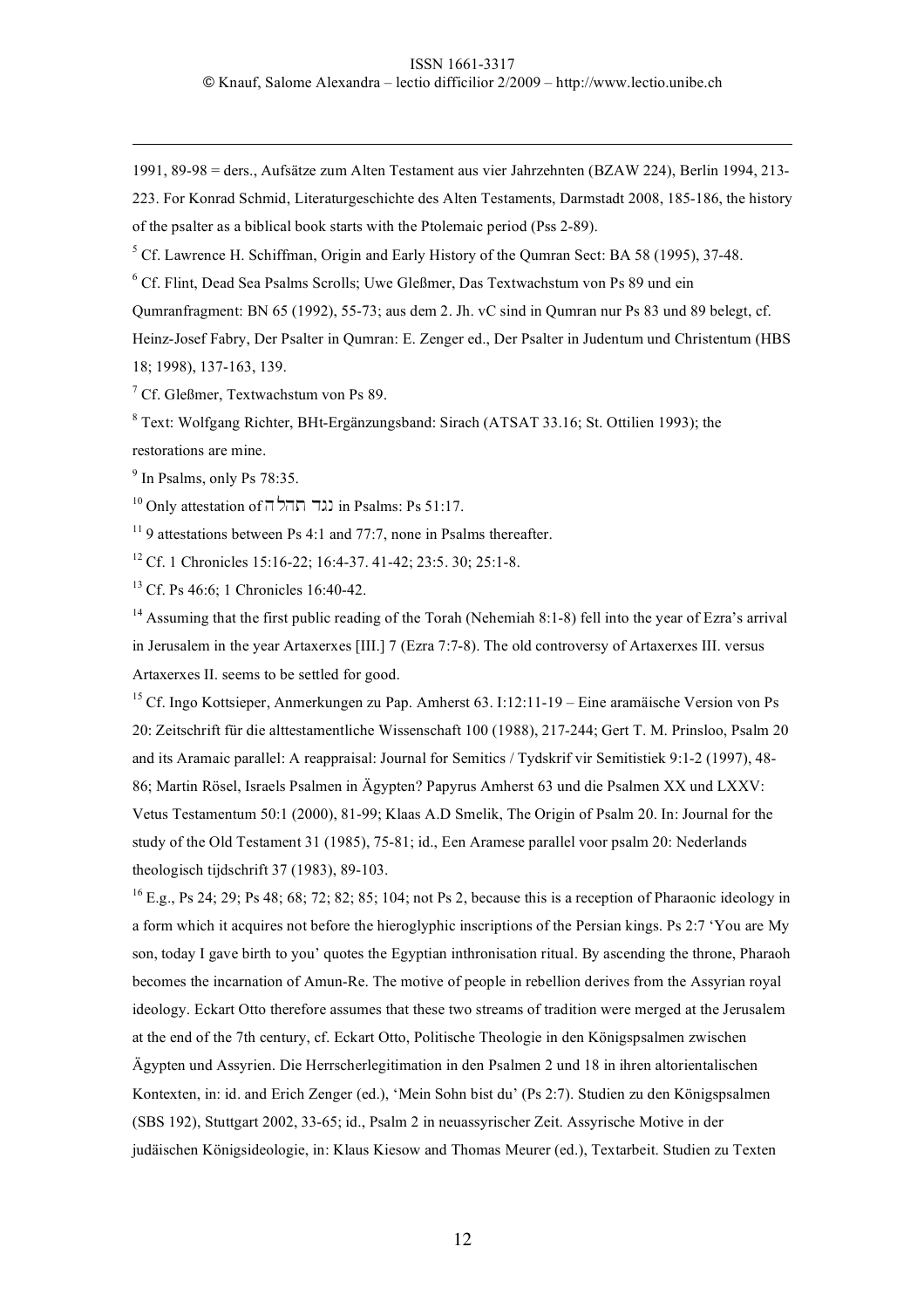1991, 89-98 = ders., Aufsätze zum Alten Testament aus vier Jahrzehnten (BZAW 224), Berlin 1994, 213-223. For Konrad Schmid, Literaturgeschichte des Alten Testaments, Darmstadt 2008, 185-186, the history of the psalter as a biblical book starts with the Ptolemaic period (Pss 2-89).

[5] Cf. Lawrence H. Schiffman, Origin and Early History of the Qumran Sect: BA 58 (1995), 37-48.

[6] Cf. Flint, Dead Sea Psalms Scrolls; Uwe Gleßmer, Das Textwachstum von Ps 89 und ein Qumranfragment: BN 65 (1992), 55-73; aus dem 2. Jh. vC sind in Qumran nur Ps 83 und 89 belegt, cf. Heinz-Josef Fabry, Der Psalter in Qumran: E. Zenger ed., Der Psalter in Judentum und Christentum (HBS 18; 1998), 137-163, 139.

[7] Cf. Gleßmer, Textwachstum von Ps 89.

[8] Text: Wolfgang Richter, BHt-Ergänzungsband: Sirach (ATSAT 33.16; St. Ottilien 1993); the restorations are mine.

[9] In Psalms, only Ps 78:35.

[10] Only attestation of נגד תהלה in Psalms: Ps 51:17.

[11] 9 attestations between Ps 4:1 and 77:7, none in Psalms thereafter.

[12] Cf. 1 Chronicles 15:16-22; 16:4-37. 41-42; 23:5. 30; 25:1-8.

[13] Cf. Ps 46:6; 1 Chronicles 16:40-42.

[14] Assuming that the first public reading of the Torah (Nehemiah 8:1-8) fell into the year of Ezra's arrival in Jerusalem in the year Artaxerxes [III.] 7 (Ezra 7:7-8). The old controversy of Artaxerxes III. versus Artaxerxes II. seems to be settled for good.

[15] Cf. Ingo Kottsieper, Anmerkungen zu Pap. Amherst 63. I:12:11-19 – Eine aramäische Version von Ps 20: Zeitschrift für die alttestamentliche Wissenschaft 100 (1988), 217-244; Gert T. M. Prinsloo, Psalm 20 and its Aramaic parallel: A reappraisal: Journal for Semitics / Tydskrif vir Semitistiek 9:1-2 (1997), 48-86; Martin Rösel, Israels Psalmen in Ägypten? Papyrus Amherst 63 und die Psalmen XX und LXXV: Vetus Testamentum 50:1 (2000), 81-99; Klaas A.D Smelik, The Origin of Psalm 20. In: Journal for the study of the Old Testament 31 (1985), 75-81; id., Een Aramese parallel voor psalm 20: Nederlands theologisch tijdschrift 37 (1983), 89-103.

[16] E.g., Ps 24; 29; Ps 48; 68; 72; 82; 85; 104; not Ps 2, because this is a reception of Pharaonic ideology in a form which it acquires not before the hieroglyphic inscriptions of the Persian kings. Ps 2:7 'You are My son, today I gave birth to you' quotes the Egyptian inthronisation ritual. By ascending the throne, Pharaoh becomes the incarnation of Amun-Re. The motive of people in rebellion derives from the Assyrian royal ideology. Eckart Otto therefore assumes that these two streams of tradition were merged at the Jerusalem at the end of the 7th century, cf. Eckart Otto, Politische Theologie in den Königspsalmen zwischen Ägypten und Assyrien. Die Herrscherlegitimation in den Psalmen 2 und 18 in ihren altorientalischen Kontexten, in: id. and Erich Zenger (ed.), 'Mein Sohn bist du' (Ps 2:7). Studien zu den Königspsalmen (SBS 192), Stuttgart 2002, 33-65; id., Psalm 2 in neuassyrischer Zeit. Assyrische Motive in der judäischen Königsideologie, in: Klaus Kiesow and Thomas Meurer (ed.), Textarbeit. Studien zu Texten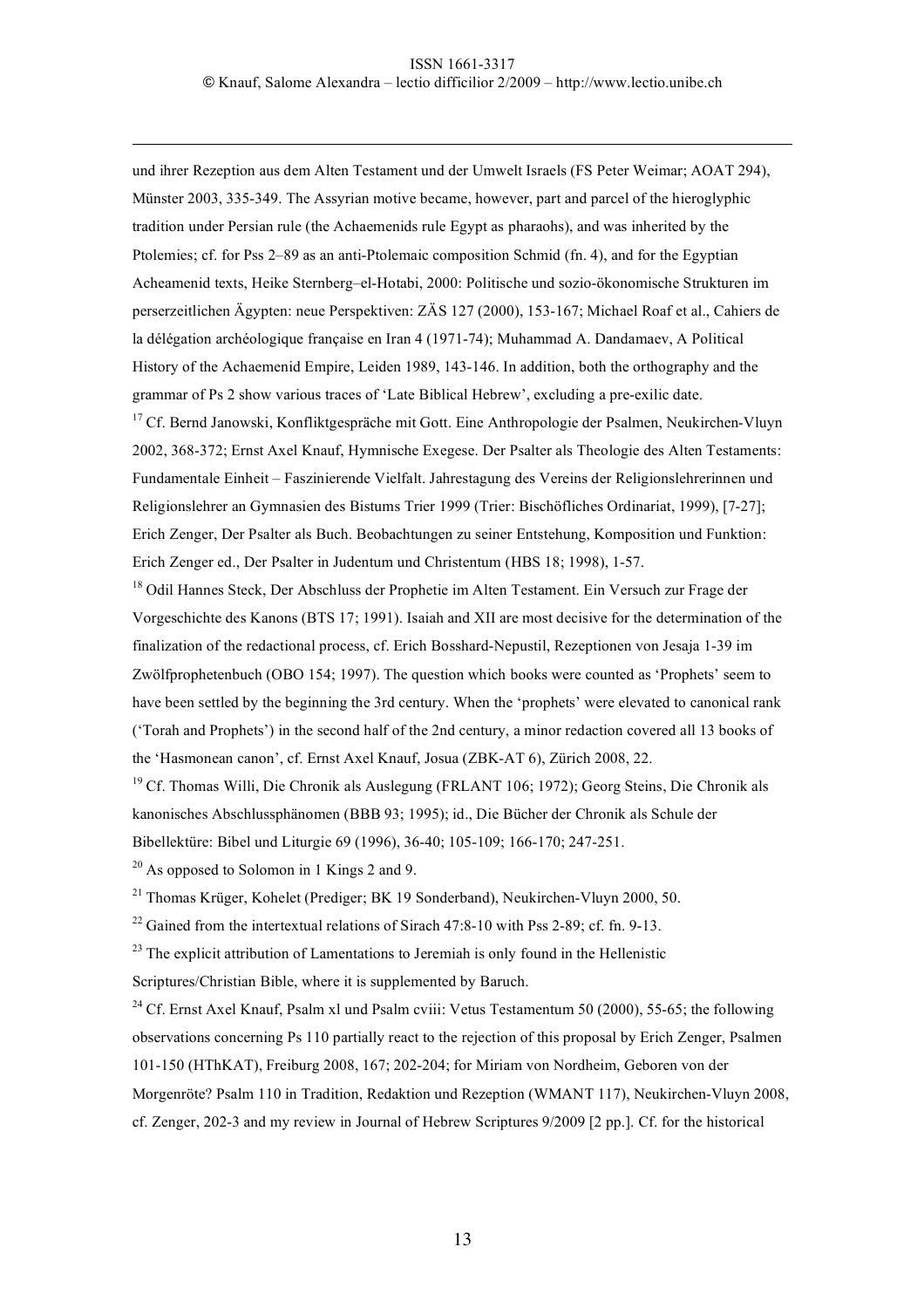und ihrer Rezeption aus dem Alten Testament und der Umwelt Israels (FS Peter Weimar; AOAT 294), Münster 2003, 335-349. The Assyrian motive became, however, part and parcel of the hieroglyphic tradition under Persian rule (the Achaemenids rule Egypt as pharaohs), and was inherited by the Ptolemies; cf. for Pss 2–89 as an anti-Ptolemaic composition Schmid (fn. 4), and for the Egyptian Acheamenid texts, Heike Sternberg–el-Hotabi, 2000: Politische und sozio-ökonomische Strukturen im perserzeitlichen Ägypten: neue Perspektiven: ZÄS 127 (2000), 153-167; Michael Roaf et al., Cahiers de la délégation archéologique française en Iran 4 (1971-74); Muhammad A. Dandamaev, A Political History of the Achaemenid Empire, Leiden 1989, 143-146. In addition, both the orthography and the grammar of Ps 2 show various traces of 'Late Biblical Hebrew', excluding a pre-exilic date.

[17] Cf. Bernd Janowski, Konfliktgespräche mit Gott. Eine Anthropologie der Psalmen, Neukirchen-Vluyn 2002, 368-372; Ernst Axel Knauf, Hymnische Exegese. Der Psalter als Theologie des Alten Testaments: Fundamentale Einheit – Faszinierende Vielfalt. Jahrestagung des Vereins der Religionslehrerinnen und Religionslehrer an Gymnasien des Bistums Trier 1999 (Trier: Bischöfliches Ordinariat, 1999), [7-27]; Erich Zenger, Der Psalter als Buch. Beobachtungen zu seiner Entstehung, Komposition und Funktion: Erich Zenger ed., Der Psalter in Judentum und Christentum (HBS 18; 1998), 1-57.

[18] Odil Hannes Steck, Der Abschluss der Prophetie im Alten Testament. Ein Versuch zur Frage der Vorgeschichte des Kanons (BTS 17; 1991). Isaiah and XII are most decisive for the determination of the finalization of the redactional process, cf. Erich Bosshard-Nepustil, Rezeptionen von Jesaja 1-39 im Zwölfprophetenbuch (OBO 154; 1997). The question which books were counted as 'Prophets' seem to have been settled by the beginning the 3rd century. When the 'prophets' were elevated to canonical rank ('Torah and Prophets') in the second half of the 2nd century, a minor redaction covered all 13 books of the 'Hasmonean canon', cf. Ernst Axel Knauf, Josua (ZBK-AT 6), Zürich 2008, 22.

[19] Cf. Thomas Willi, Die Chronik als Auslegung (FRLANT 106; 1972); Georg Steins, Die Chronik als kanonisches Abschlussphänomen (BBB 93; 1995); id., Die Bücher der Chronik als Schule der Bibellektüre: Bibel und Liturgie 69 (1996), 36-40; 105-109; 166-170; 247-251.

[20] As opposed to Solomon in 1 Kings 2 and 9.

[21] Thomas Krüger, Kohelet (Prediger; BK 19 Sonderband), Neukirchen-Vluyn 2000, 50.

[22] Gained from the intertextual relations of Sirach 47:8-10 with Pss 2-89; cf. fn. 9-13.

[23] The explicit attribution of Lamentations to Jeremiah is only found in the Hellenistic Scriptures/Christian Bible, where it is supplemented by Baruch.

[24] Cf. Ernst Axel Knauf, Psalm xl und Psalm cviii: Vetus Testamentum 50 (2000), 55-65; the following observations concerning Ps 110 partially react to the rejection of this proposal by Erich Zenger, Psalmen 101-150 (HThKAT), Freiburg 2008, 167; 202-204; for Miriam von Nordheim, Geboren von der Morgenröte? Psalm 110 in Tradition, Redaktion und Rezeption (WMANT 117), Neukirchen-Vluyn 2008, cf. Zenger, 202-3 and my review in Journal of Hebrew Scriptures 9/2009 [2 pp.]. Cf. for the historical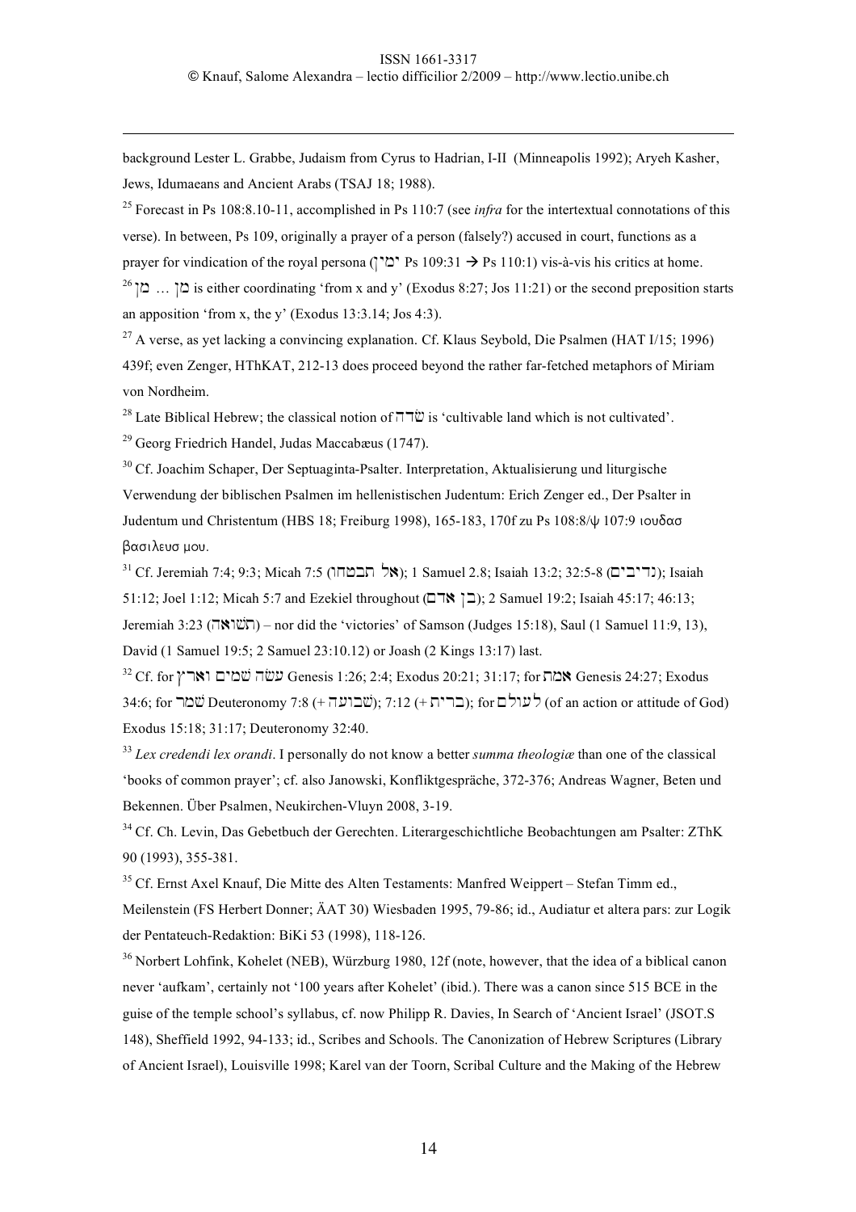background Lester L. Grabbe, Judaism from Cyrus to Hadrian, I-II (Minneapolis 1992); Aryeh Kasher, Jews, Idumaeans and Ancient Arabs (TSAJ 18; 1988).

[25] Forecast in Ps 108:8.10-11, accomplished in Ps 110:7 (see *infra* for the intertextual connotations of this verse). In between, Ps 109, originally a prayer of a person (falsely?) accused in court, functions as a prayer for vindication of the royal persona (ימין Ps 109:31 → Ps 110:1) vis-à-vis his critics at home.

[26] מן ... מן is either coordinating 'from x and y' (Exodus 8:27; Jos 11:21) or the second preposition starts an apposition 'from x, the y' (Exodus 13:3.14; Jos 4:3).

[27] A verse, as yet lacking a convincing explanation. Cf. Klaus Seybold, Die Psalmen (HAT I/15; 1996) 439f; even Zenger, HThKAT, 212-13 does proceed beyond the rather far-fetched metaphors of Miriam von Nordheim.

[28] Late Biblical Hebrew; the classical notion of שׂדה is 'cultivable land which is not cultivated'.

[29] Georg Friedrich Handel, Judas Maccabæus (1747).

[30] Cf. Joachim Schaper, Der Septuaginta-Psalter. Interpretation, Aktualisierung und liturgische Verwendung der biblischen Psalmen im hellenistischen Judentum: Erich Zenger ed., Der Psalter in Judentum und Christentum (HBS 18; Freiburg 1998), 165-183, 170f zu Ps 108:8/ψ 107:9 ιουδασ βασιλευσ μου.

[31] Cf. Jeremiah 7:4; 9:3; Micah 7:5 (אל תבטחו); 1 Samuel 2.8; Isaiah 13:2; 32:5-8 (נדיבים); Isaiah 51:12; Joel 1:12; Micah 5:7 and Ezekiel throughout (בן אדם); 2 Samuel 19:2; Isaiah 45:17; 46:13; Jeremiah 3:23 (תשׁואה) – nor did the 'victories' of Samson (Judges 15:18), Saul (1 Samuel 11:9, 13), David (1 Samuel 19:5; 2 Samuel 23:10.12) or Joash (2 Kings 13:17) last.

[32] Cf. for עשׂה שׁמים וארץ Genesis 1:26; 2:4; Exodus 20:21; 31:17; for אמת Genesis 24:27; Exodus 34:6; for שׁמר Deuteronomy 7:8 (+ שׁבועה); 7:12 (+ ברית); for לעולם (of an action or attitude of God) Exodus 15:18; 31:17; Deuteronomy 32:40.

[33] *Lex credendi lex orandi*. I personally do not know a better *summa theologiæ* than one of the classical 'books of common prayer'; cf. also Janowski, Konfliktgespräche, 372-376; Andreas Wagner, Beten und Bekennen. Über Psalmen, Neukirchen-Vluyn 2008, 3-19.

[34] Cf. Ch. Levin, Das Gebetbuch der Gerechten. Literargeschichtliche Beobachtungen am Psalter: ZThK 90 (1993), 355-381.

[35] Cf. Ernst Axel Knauf, Die Mitte des Alten Testaments: Manfred Weippert – Stefan Timm ed., Meilenstein (FS Herbert Donner; ÄAT 30) Wiesbaden 1995, 79-86; id., Audiatur et altera pars: zur Logik der Pentateuch-Redaktion: BiKi 53 (1998), 118-126.

[36] Norbert Lohfink, Kohelet (NEB), Würzburg 1980, 12f (note, however, that the idea of a biblical canon never 'aufkam', certainly not '100 years after Kohelet' (ibid.). There was a canon since 515 BCE in the guise of the temple school's syllabus, cf. now Philipp R. Davies, In Search of 'Ancient Israel' (JSOT.S 148), Sheffield 1992, 94-133; id., Scribes and Schools. The Canonization of Hebrew Scriptures (Library of Ancient Israel), Louisville 1998; Karel van der Toorn, Scribal Culture and the Making of the Hebrew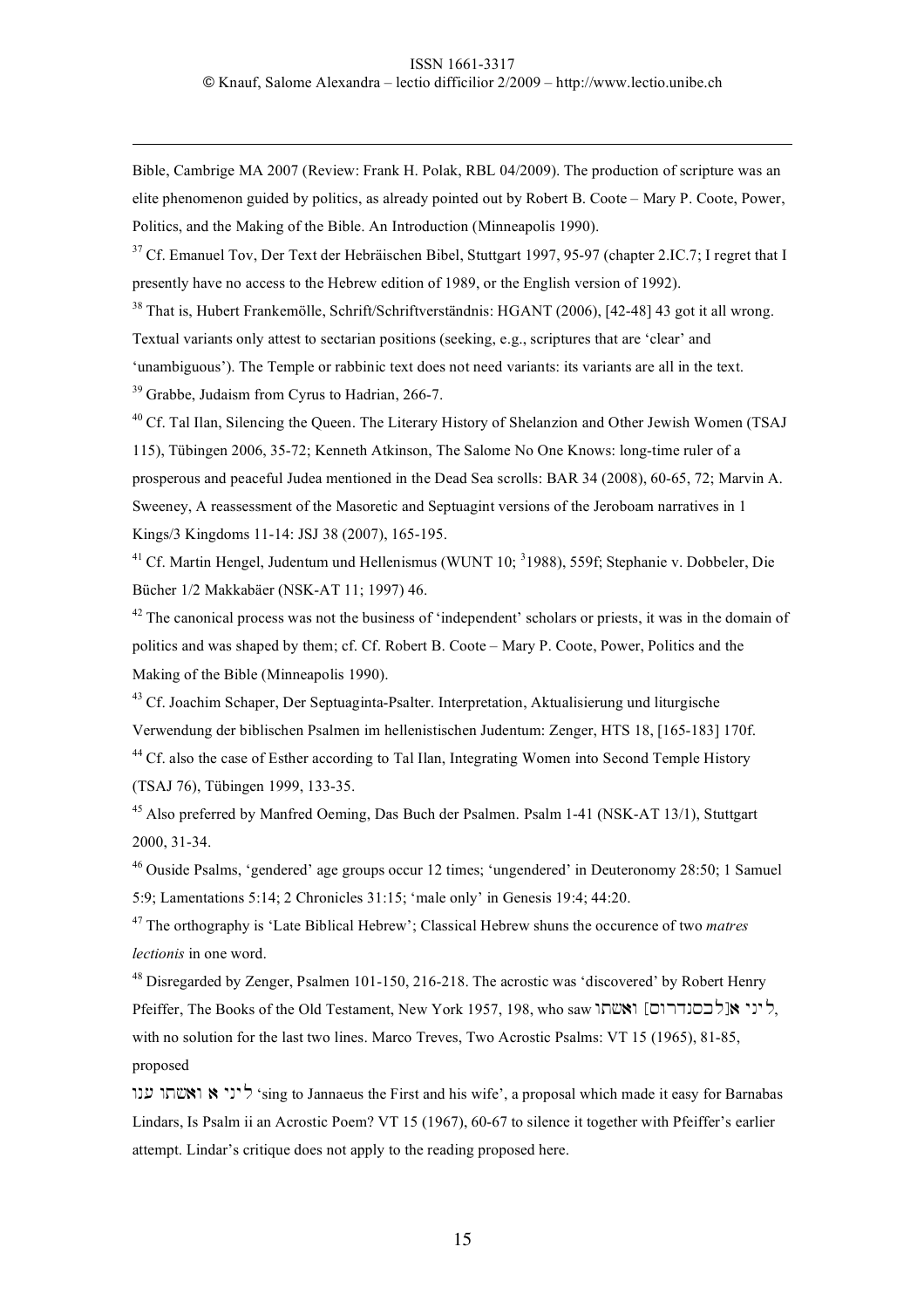Bible, Cambrige MA 2007 (Review: Frank H. Polak, RBL 04/2009). The production of scripture was an elite phenomenon guided by politics, as already pointed out by Robert B. Coote – Mary P. Coote, Power, Politics, and the Making of the Bible. An Introduction (Minneapolis 1990).

[37] Cf. Emanuel Tov, Der Text der Hebräischen Bibel, Stuttgart 1997, 95-97 (chapter 2.IC.7; I regret that I presently have no access to the Hebrew edition of 1989, or the English version of 1992).

[38] That is, Hubert Frankemölle, Schrift/Schriftverständnis: HGANT (2006), [42-48] 43 got it all wrong. Textual variants only attest to sectarian positions (seeking, e.g., scriptures that are 'clear' and 'unambiguous'). The Temple or rabbinic text does not need variants: its variants are all in the text.

[39] Grabbe, Judaism from Cyrus to Hadrian, 266-7.

[40] Cf. Tal Ilan, Silencing the Queen. The Literary History of Shelanzion and Other Jewish Women (TSAJ 115), Tübingen 2006, 35-72; Kenneth Atkinson, The Salome No One Knows: long-time ruler of a prosperous and peaceful Judea mentioned in the Dead Sea scrolls: BAR 34 (2008), 60-65, 72; Marvin A. Sweeney, A reassessment of the Masoretic and Septuagint versions of the Jeroboam narratives in 1 Kings/3 Kingdoms 11-14: JSJ 38 (2007), 165-195.

[41] Cf. Martin Hengel, Judentum und Hellenismus (WUNT 10; [3]1988), 559f; Stephanie v. Dobbeler, Die Bücher 1/2 Makkabäer (NSK-AT 11; 1997) 46.

[42] The canonical process was not the business of 'independent' scholars or priests, it was in the domain of politics and was shaped by them; cf. Cf. Robert B. Coote – Mary P. Coote, Power, Politics and the Making of the Bible (Minneapolis 1990).

[43] Cf. Joachim Schaper, Der Septuaginta-Psalter. Interpretation, Aktualisierung und liturgische Verwendung der biblischen Psalmen im hellenistischen Judentum: Zenger, HTS 18, [165-183] 170f.

[44] Cf. also the case of Esther according to Tal Ilan, Integrating Women into Second Temple History (TSAJ 76), Tübingen 1999, 133-35.

[45] Also preferred by Manfred Oeming, Das Buch der Psalmen. Psalm 1-41 (NSK-AT 13/1), Stuttgart 2000, 31-34.

[46] Ouside Psalms, 'gendered' age groups occur 12 times; 'ungendered' in Deuteronomy 28:50; 1 Samuel 5:9; Lamentations 5:14; 2 Chronicles 31:15; 'male only' in Genesis 19:4; 44:20.

[47] The orthography is 'Late Biblical Hebrew'; Classical Hebrew shuns the occurence of two *matres lectionis* in one word.

[48] Disregarded by Zenger, Psalmen 101-150, 216-218. The acrostic was 'discovered' by Robert Henry Pfeiffer, The Books of the Old Testament, New York 1957, 198, who saw לינ׳ א[לכסנדרוס] ואשתו, with no solution for the last two lines. Marco Treves, Two Acrostic Psalms: VT 15 (1965), 81-85, proposed

לינ׳ א ואשתו ענו 'sing to Jannaeus the First and his wife', a proposal which made it easy for Barnabas Lindars, Is Psalm ii an Acrostic Poem? VT 15 (1967), 60-67 to silence it together with Pfeiffer's earlier attempt. Lindar's critique does not apply to the reading proposed here.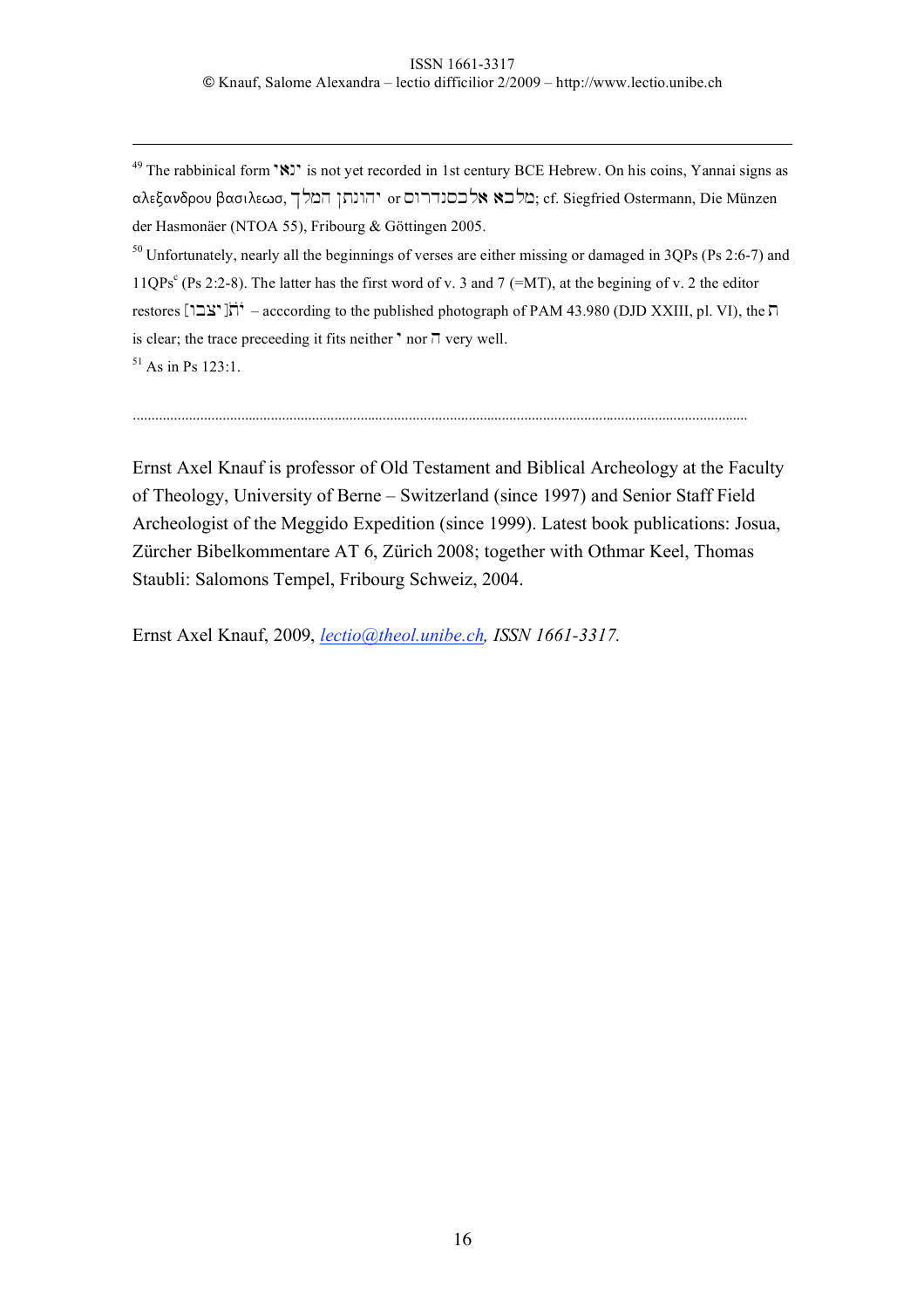[49] The rabbinical form ינאי is not yet recorded in 1st century BCE Hebrew. On his coins, Yannai signs as αλεξανδρου βασιλεωσ, יהונתן המלך or מלכא אלכסנדרוס; cf. Siegfried Ostermann, Die Münzen der Hasmonäer (NTOA 55), Fribourg & Göttingen 2005.

[50] Unfortunately, nearly all the beginnings of verses are either missing or damaged in 3QPs (Ps 2:6-7) and 11QPs[c] (Ps 2:2-8). The latter has the first word of v. 3 and 7 (=MT), at the begining of v. 2 the editor restores [יתי]צבו – acccording to the published photograph of PAM 43.980 (DJD XXIII, pl. VI), the ת is clear; the trace preceeding it fits neither י nor ה very well.

[51] As in Ps 123:1.

......................................................................................................................................................................

Ernst Axel Knauf is professor of Old Testament and Biblical Archeology at the Faculty of Theology, University of Berne – Switzerland (since 1997) and Senior Staff Field Archeologist of the Meggido Expedition (since 1999). Latest book publications: Josua, Zürcher Bibelkommentare AT 6, Zürich 2008; together with Othmar Keel, Thomas Staubli: Salomons Tempel, Fribourg Schweiz, 2004.

Ernst Axel Knauf, 2009, *lectio@theol.unibe.ch, ISSN 1661-3317.*